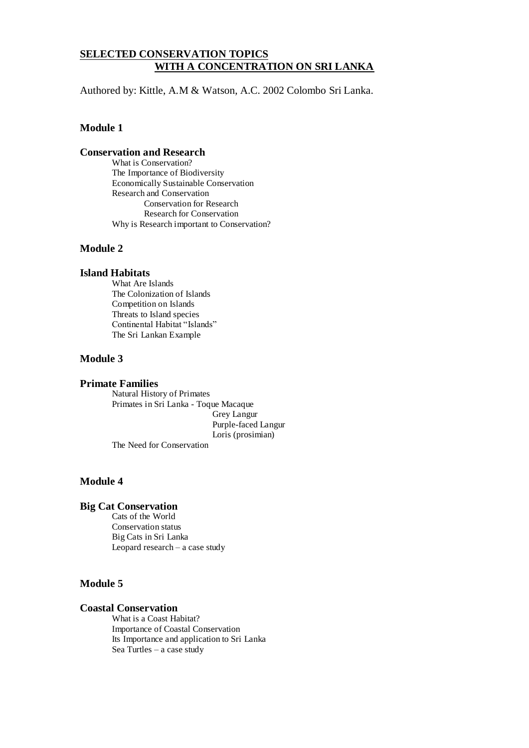# SELECTED CONSERVATION TOPICS WITH A CONCENTRATION ON SRI LANKA

Authored by: Kittle, A.M & Watson, A.C. 2002 Colombo Sri Lanka.

## Module 1

### Conservation and Research

- What is Conservation?
- The Importance of Biodiversity
- Economically Sustainable Conservation
- Research and Conservation
  - Conservation for Research
  - Research for Conservation
- Why is Research important to Conservation?

## Module 2

### Island Habitats

- What Are Islands
- The Colonization of Islands
- Competition on Islands
- Threats to Island species
- Continental Habitat "Islands"
- The Sri Lankan Example

## Module 3

### Primate Families

- Natural History of Primates
- Primates in Sri Lanka - Toque Macaque
  - Grey Langur
  - Purple-faced Langur
  - Loris (prosimian)
- The Need for Conservation

## Module 4

### Big Cat Conservation

- Cats of the World
- Conservation status
- Big Cats in Sri Lanka
- Leopard research – a case study

## Module 5

### Coastal Conservation

- What is a Coast Habitat?
- Importance of Coastal Conservation
- Its Importance and application to Sri Lanka
- Sea Turtles – a case study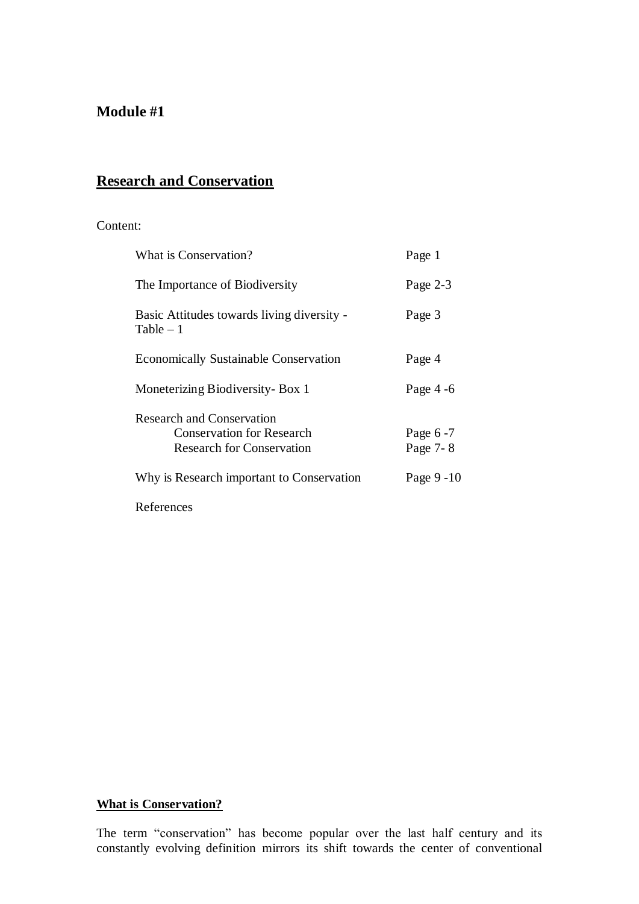**Module #1**

## Research and Conservation

Content:

| | |
|---|---|
| What is Conservation? | Page 1 |
| The Importance of Biodiversity | Page 2-3 |
| Basic Attitudes towards living diversity - Table – 1 | Page 3 |
| Economically Sustainable Conservation | Page 4 |
| Moneterizing Biodiversity- Box 1 | Page 4 -6 |
| Research and Conservation | |
| Conservation for Research | Page 6 -7 |
| Research for Conservation | Page 7- 8 |
| Why is Research important to Conservation | Page 9 -10 |
| References | |

### What is Conservation?

The term "conservation" has become popular over the last half century and its constantly evolving definition mirrors its shift towards the center of conventional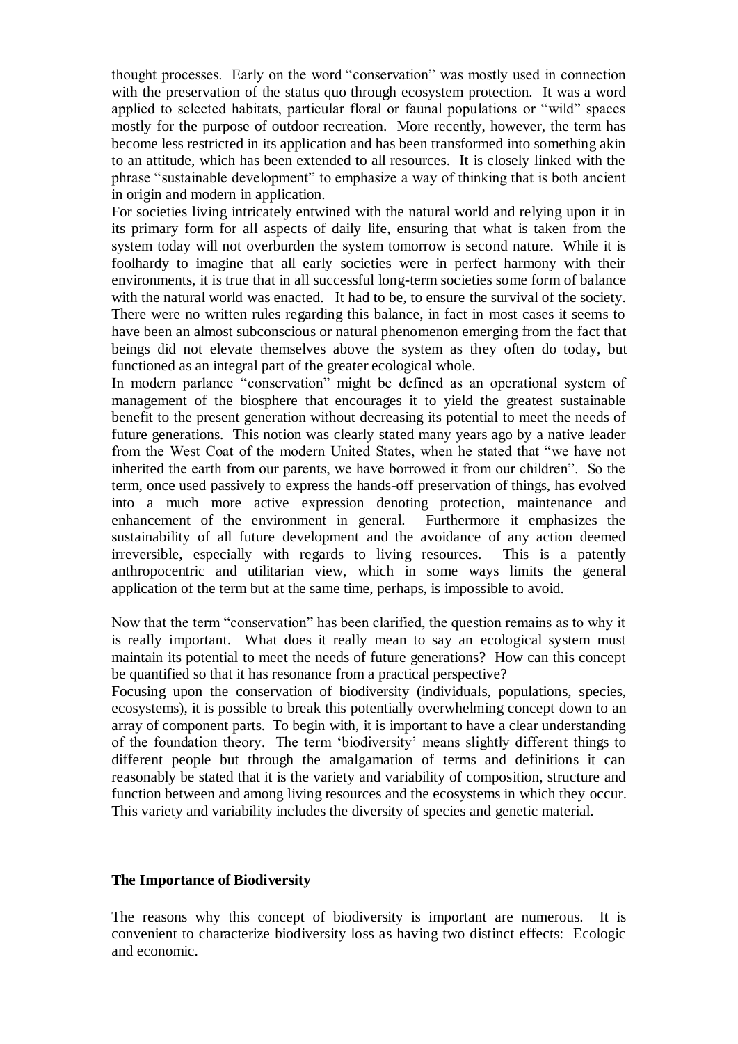thought processes. Early on the word "conservation" was mostly used in connection with the preservation of the status quo through ecosystem protection. It was a word applied to selected habitats, particular floral or faunal populations or "wild" spaces mostly for the purpose of outdoor recreation. More recently, however, the term has become less restricted in its application and has been transformed into something akin to an attitude, which has been extended to all resources. It is closely linked with the phrase "sustainable development" to emphasize a way of thinking that is both ancient in origin and modern in application.

For societies living intricately entwined with the natural world and relying upon it in its primary form for all aspects of daily life, ensuring that what is taken from the system today will not overburden the system tomorrow is second nature. While it is foolhardy to imagine that all early societies were in perfect harmony with their environments, it is true that in all successful long-term societies some form of balance with the natural world was enacted. It had to be, to ensure the survival of the society. There were no written rules regarding this balance, in fact in most cases it seems to have been an almost subconscious or natural phenomenon emerging from the fact that beings did not elevate themselves above the system as they often do today, but functioned as an integral part of the greater ecological whole.

In modern parlance "conservation" might be defined as an operational system of management of the biosphere that encourages it to yield the greatest sustainable benefit to the present generation without decreasing its potential to meet the needs of future generations. This notion was clearly stated many years ago by a native leader from the West Coat of the modern United States, when he stated that "we have not inherited the earth from our parents, we have borrowed it from our children". So the term, once used passively to express the hands-off preservation of things, has evolved into a much more active expression denoting protection, maintenance and enhancement of the environment in general. Furthermore it emphasizes the sustainability of all future development and the avoidance of any action deemed irreversible, especially with regards to living resources. This is a patently anthropocentric and utilitarian view, which in some ways limits the general application of the term but at the same time, perhaps, is impossible to avoid.

Now that the term "conservation" has been clarified, the question remains as to why it is really important. What does it really mean to say an ecological system must maintain its potential to meet the needs of future generations? How can this concept be quantified so that it has resonance from a practical perspective?

Focusing upon the conservation of biodiversity (individuals, populations, species, ecosystems), it is possible to break this potentially overwhelming concept down to an array of component parts. To begin with, it is important to have a clear understanding of the foundation theory. The term 'biodiversity' means slightly different things to different people but through the amalgamation of terms and definitions it can reasonably be stated that it is the variety and variability of composition, structure and function between and among living resources and the ecosystems in which they occur. This variety and variability includes the diversity of species and genetic material.

**The Importance of Biodiversity**

The reasons why this concept of biodiversity is important are numerous. It is convenient to characterize biodiversity loss as having two distinct effects: Ecologic and economic.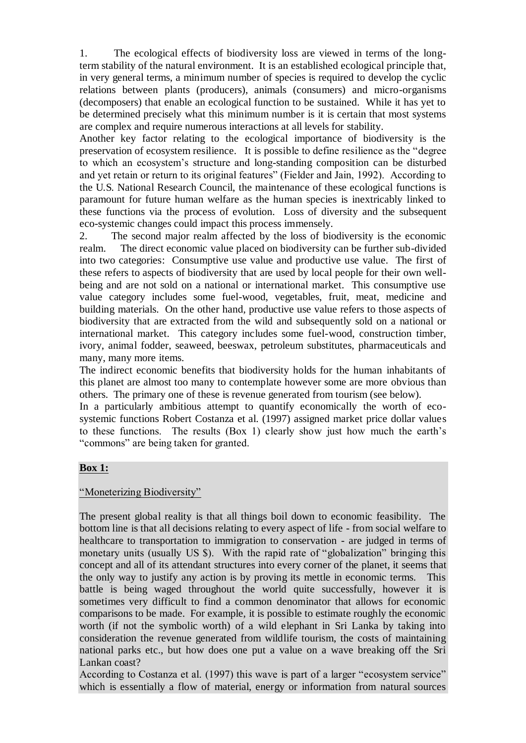1. The ecological effects of biodiversity loss are viewed in terms of the long-term stability of the natural environment. It is an established ecological principle that, in very general terms, a minimum number of species is required to develop the cyclic relations between plants (producers), animals (consumers) and micro-organisms (decomposers) that enable an ecological function to be sustained. While it has yet to be determined precisely what this minimum number is it is certain that most systems are complex and require numerous interactions at all levels for stability.

Another key factor relating to the ecological importance of biodiversity is the preservation of ecosystem resilience. It is possible to define resilience as the "degree to which an ecosystem's structure and long-standing composition can be disturbed and yet retain or return to its original features" (Fielder and Jain, 1992). According to the U.S. National Research Council, the maintenance of these ecological functions is paramount for future human welfare as the human species is inextricably linked to these functions via the process of evolution. Loss of diversity and the subsequent eco-systemic changes could impact this process immensely.

2. The second major realm affected by the loss of biodiversity is the economic realm. The direct economic value placed on biodiversity can be further sub-divided into two categories: Consumptive use value and productive use value. The first of these refers to aspects of biodiversity that are used by local people for their own well-being and are not sold on a national or international market. This consumptive use value category includes some fuel-wood, vegetables, fruit, meat, medicine and building materials. On the other hand, productive use value refers to those aspects of biodiversity that are extracted from the wild and subsequently sold on a national or international market. This category includes some fuel-wood, construction timber, ivory, animal fodder, seaweed, beeswax, petroleum substitutes, pharmaceuticals and many, many more items.

The indirect economic benefits that biodiversity holds for the human inhabitants of this planet are almost too many to contemplate however some are more obvious than others. The primary one of these is revenue generated from tourism (see below).

In a particularly ambitious attempt to quantify economically the worth of eco-systemic functions Robert Costanza et al. (1997) assigned market price dollar values to these functions. The results (Box 1) clearly show just how much the earth's "commons" are being taken for granted.

**Box 1:**

"Moneterizing Biodiversity"

The present global reality is that all things boil down to economic feasibility. The bottom line is that all decisions relating to every aspect of life - from social welfare to healthcare to transportation to immigration to conservation - are judged in terms of monetary units (usually US $). With the rapid rate of "globalization" bringing this concept and all of its attendant structures into every corner of the planet, it seems that the only way to justify any action is by proving its mettle in economic terms. This battle is being waged throughout the world quite successfully, however it is sometimes very difficult to find a common denominator that allows for economic comparisons to be made. For example, it is possible to estimate roughly the economic worth (if not the symbolic worth) of a wild elephant in Sri Lanka by taking into consideration the revenue generated from wildlife tourism, the costs of maintaining national parks etc., but how does one put a value on a wave breaking off the Sri Lankan coast?

According to Costanza et al. (1997) this wave is part of a larger "ecosystem service" which is essentially a flow of material, energy or information from natural sources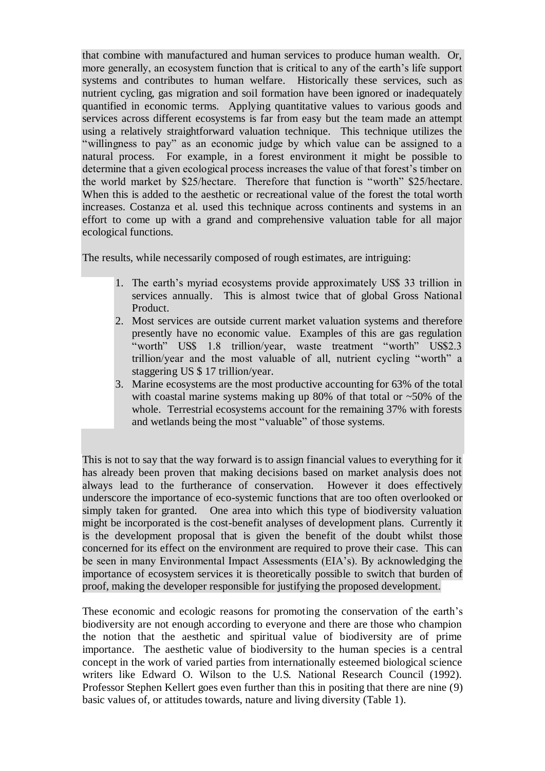that combine with manufactured and human services to produce human wealth. Or, more generally, an ecosystem function that is critical to any of the earth's life support systems and contributes to human welfare. Historically these services, such as nutrient cycling, gas migration and soil formation have been ignored or inadequately quantified in economic terms. Applying quantitative values to various goods and services across different ecosystems is far from easy but the team made an attempt using a relatively straightforward valuation technique. This technique utilizes the "willingness to pay" as an economic judge by which value can be assigned to a natural process. For example, in a forest environment it might be possible to determine that a given ecological process increases the value of that forest's timber on the world market by $25/hectare. Therefore that function is "worth" $25/hectare. When this is added to the aesthetic or recreational value of the forest the total worth increases. Costanza et al. used this technique across continents and systems in an effort to come up with a grand and comprehensive valuation table for all major ecological functions.

The results, while necessarily composed of rough estimates, are intriguing:

1. The earth's myriad ecosystems provide approximately US$ 33 trillion in services annually. This is almost twice that of global Gross National Product.
2. Most services are outside current market valuation systems and therefore presently have no economic value. Examples of this are gas regulation "worth" US$ 1.8 trillion/year, waste treatment "worth" US$2.3 trillion/year and the most valuable of all, nutrient cycling "worth" a staggering US $ 17 trillion/year.
3. Marine ecosystems are the most productive accounting for 63% of the total with coastal marine systems making up 80% of that total or ~50% of the whole. Terrestrial ecosystems account for the remaining 37% with forests and wetlands being the most "valuable" of those systems.

This is not to say that the way forward is to assign financial values to everything for it has already been proven that making decisions based on market analysis does not always lead to the furtherance of conservation. However it does effectively underscore the importance of eco-systemic functions that are too often overlooked or simply taken for granted. One area into which this type of biodiversity valuation might be incorporated is the cost-benefit analyses of development plans. Currently it is the development proposal that is given the benefit of the doubt whilst those concerned for its effect on the environment are required to prove their case. This can be seen in many Environmental Impact Assessments (EIA's). By acknowledging the importance of ecosystem services it is theoretically possible to switch that burden of proof, making the developer responsible for justifying the proposed development.

These economic and ecologic reasons for promoting the conservation of the earth's biodiversity are not enough according to everyone and there are those who champion the notion that the aesthetic and spiritual value of biodiversity are of prime importance. The aesthetic value of biodiversity to the human species is a central concept in the work of varied parties from internationally esteemed biological science writers like Edward O. Wilson to the U.S. National Research Council (1992). Professor Stephen Kellert goes even further than this in positing that there are nine (9) basic values of, or attitudes towards, nature and living diversity (Table 1).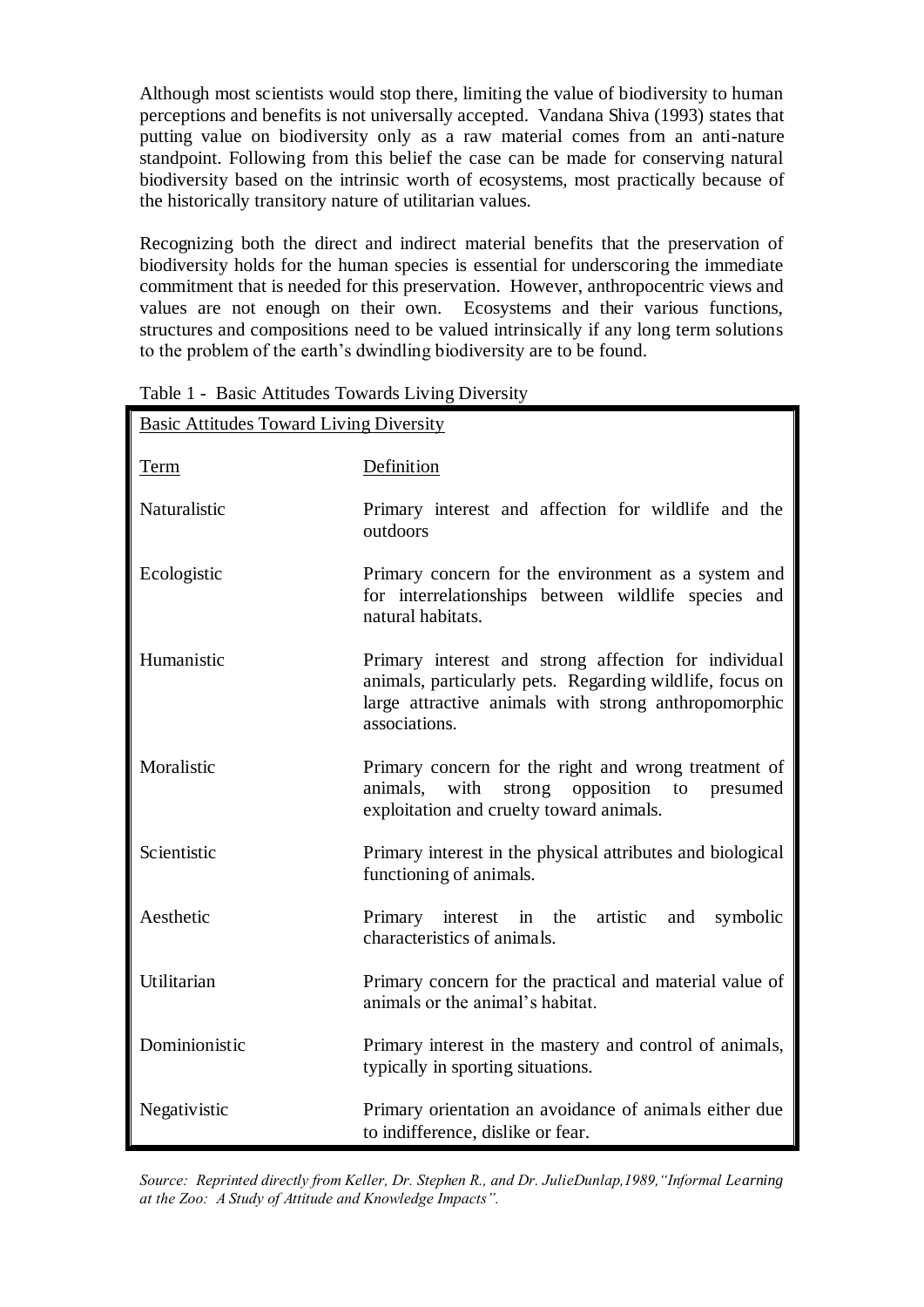Although most scientists would stop there, limiting the value of biodiversity to human perceptions and benefits is not universally accepted. Vandana Shiva (1993) states that putting value on biodiversity only as a raw material comes from an anti-nature standpoint. Following from this belief the case can be made for conserving natural biodiversity based on the intrinsic worth of ecosystems, most practically because of the historically transitory nature of utilitarian values.

Recognizing both the direct and indirect material benefits that the preservation of biodiversity holds for the human species is essential for underscoring the immediate commitment that is needed for this preservation. However, anthropocentric views and values are not enough on their own. Ecosystems and their various functions, structures and compositions need to be valued intrinsically if any long term solutions to the problem of the earth's dwindling biodiversity are to be found.

Table 1 - Basic Attitudes Towards Living Diversity

| Basic Attitudes Toward Living Diversity | |
|---|---|
| Term | Definition |
| Naturalistic | Primary interest and affection for wildlife and the outdoors |
| Ecologistic | Primary concern for the environment as a system and for interrelationships between wildlife species and natural habitats. |
| Humanistic | Primary interest and strong affection for individual animals, particularly pets. Regarding wildlife, focus on large attractive animals with strong anthropomorphic associations. |
| Moralistic | Primary concern for the right and wrong treatment of animals, with strong opposition to presumed exploitation and cruelty toward animals. |
| Scientistic | Primary interest in the physical attributes and biological functioning of animals. |
| Aesthetic | Primary interest in the artistic and symbolic characteristics of animals. |
| Utilitarian | Primary concern for the practical and material value of animals or the animal's habitat. |
| Dominionistic | Primary interest in the mastery and control of animals, typically in sporting situations. |
| Negativistic | Primary orientation an avoidance of animals either due to indifference, dislike or fear. |

*Source: Reprinted directly from Keller, Dr. Stephen R., and Dr. JulieDunlap,1989,"Informal Learning at the Zoo: A Study of Attitude and Knowledge Impacts".*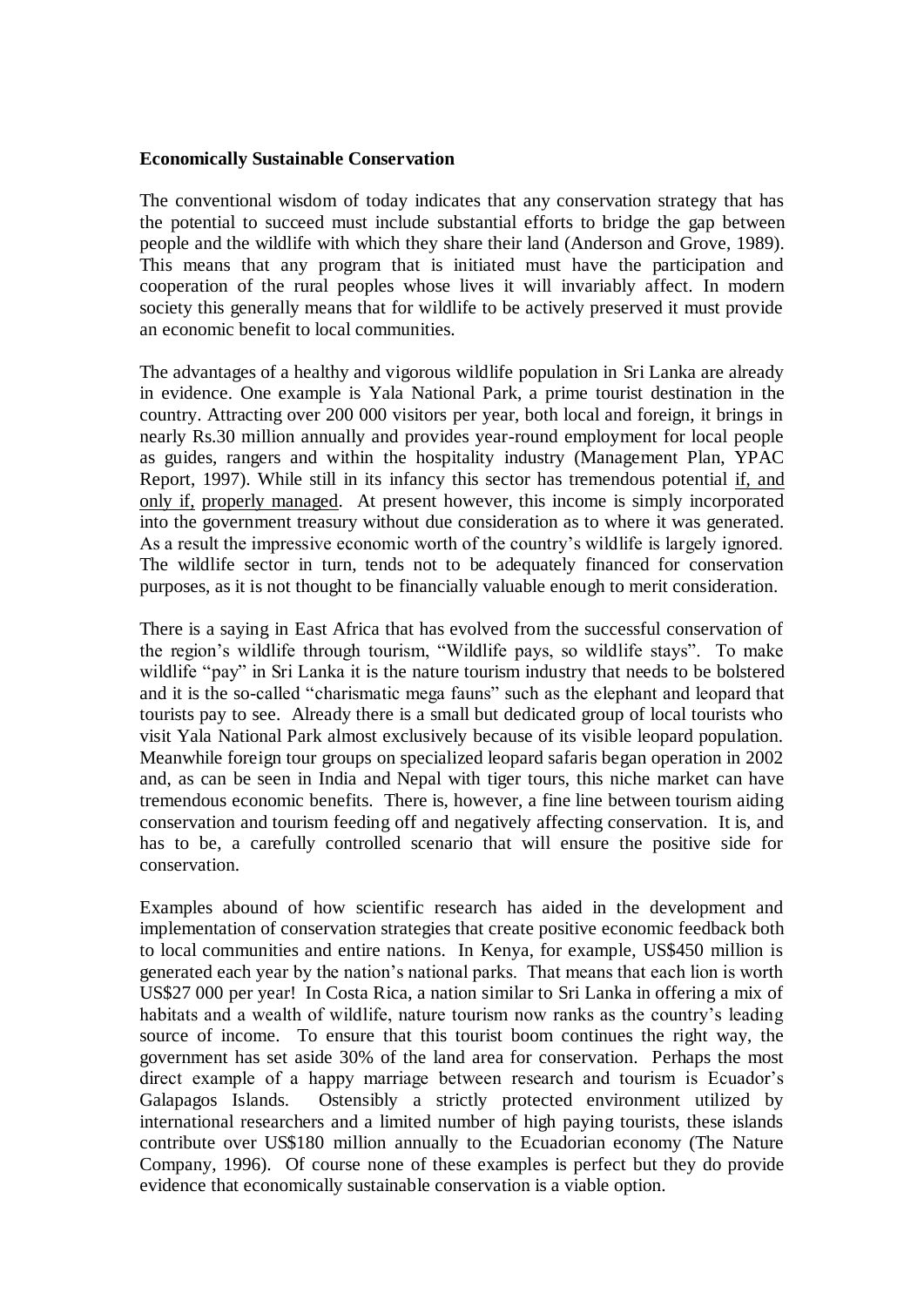**Economically Sustainable Conservation**

The conventional wisdom of today indicates that any conservation strategy that has the potential to succeed must include substantial efforts to bridge the gap between people and the wildlife with which they share their land (Anderson and Grove, 1989). This means that any program that is initiated must have the participation and cooperation of the rural peoples whose lives it will invariably affect. In modern society this generally means that for wildlife to be actively preserved it must provide an economic benefit to local communities.

The advantages of a healthy and vigorous wildlife population in Sri Lanka are already in evidence. One example is Yala National Park, a prime tourist destination in the country. Attracting over 200 000 visitors per year, both local and foreign, it brings in nearly Rs.30 million annually and provides year-round employment for local people as guides, rangers and within the hospitality industry (Management Plan, YPAC Report, 1997). While still in its infancy this sector has tremendous potential <u>if, and only if,</u> <u>properly managed</u>. At present however, this income is simply incorporated into the government treasury without due consideration as to where it was generated. As a result the impressive economic worth of the country's wildlife is largely ignored. The wildlife sector in turn, tends not to be adequately financed for conservation purposes, as it is not thought to be financially valuable enough to merit consideration.

There is a saying in East Africa that has evolved from the successful conservation of the region's wildlife through tourism, "Wildlife pays, so wildlife stays". To make wildlife "pay" in Sri Lanka it is the nature tourism industry that needs to be bolstered and it is the so-called "charismatic mega fauns" such as the elephant and leopard that tourists pay to see. Already there is a small but dedicated group of local tourists who visit Yala National Park almost exclusively because of its visible leopard population. Meanwhile foreign tour groups on specialized leopard safaris began operation in 2002 and, as can be seen in India and Nepal with tiger tours, this niche market can have tremendous economic benefits. There is, however, a fine line between tourism aiding conservation and tourism feeding off and negatively affecting conservation. It is, and has to be, a carefully controlled scenario that will ensure the positive side for conservation.

Examples abound of how scientific research has aided in the development and implementation of conservation strategies that create positive economic feedback both to local communities and entire nations. In Kenya, for example, US$450 million is generated each year by the nation's national parks. That means that each lion is worth US$27 000 per year! In Costa Rica, a nation similar to Sri Lanka in offering a mix of habitats and a wealth of wildlife, nature tourism now ranks as the country's leading source of income. To ensure that this tourist boom continues the right way, the government has set aside 30% of the land area for conservation. Perhaps the most direct example of a happy marriage between research and tourism is Ecuador's Galapagos Islands. Ostensibly a strictly protected environment utilized by international researchers and a limited number of high paying tourists, these islands contribute over US$180 million annually to the Ecuadorian economy (The Nature Company, 1996). Of course none of these examples is perfect but they do provide evidence that economically sustainable conservation is a viable option.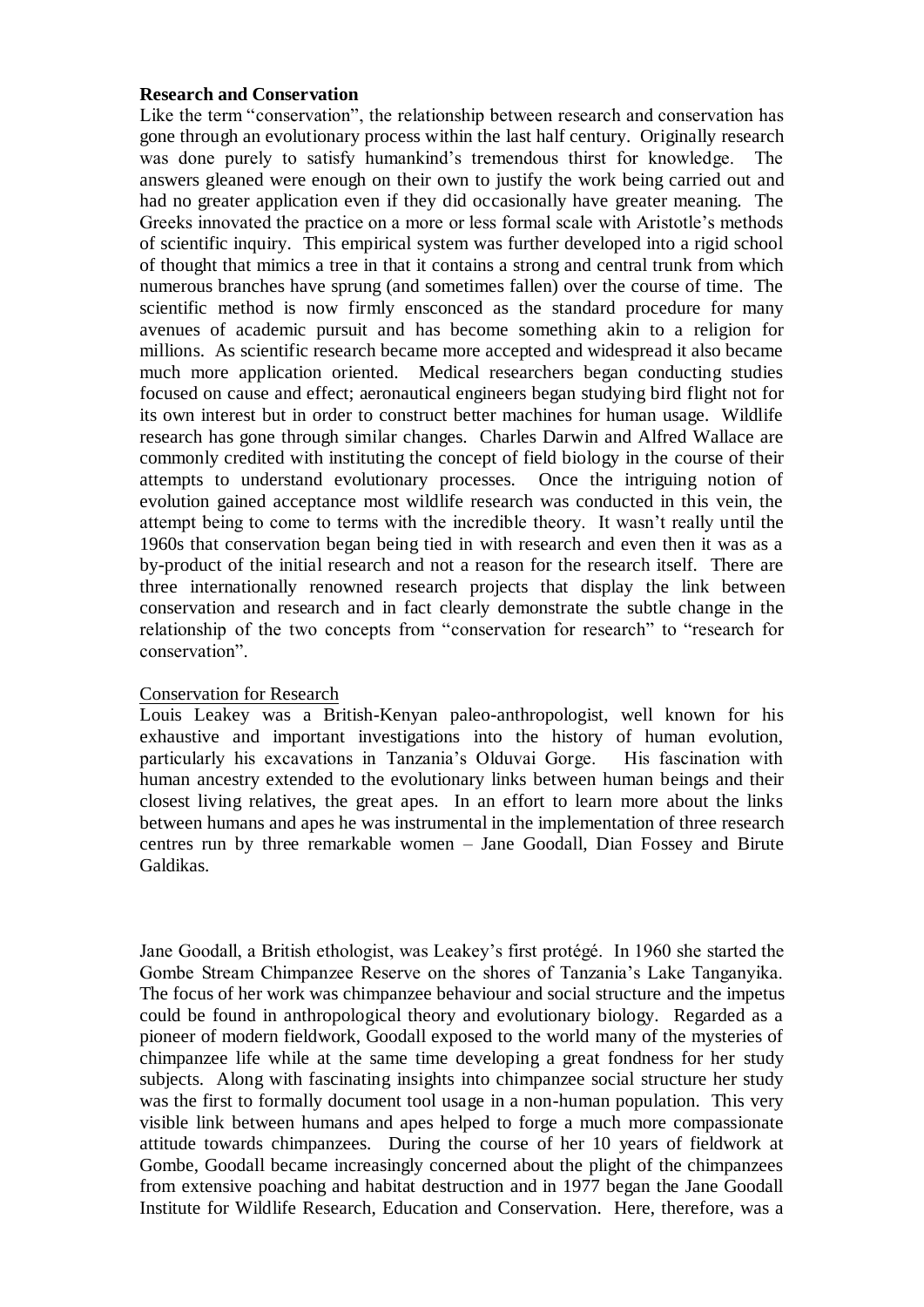**Research and Conservation**

Like the term "conservation", the relationship between research and conservation has gone through an evolutionary process within the last half century. Originally research was done purely to satisfy humankind's tremendous thirst for knowledge. The answers gleaned were enough on their own to justify the work being carried out and had no greater application even if they did occasionally have greater meaning. The Greeks innovated the practice on a more or less formal scale with Aristotle's methods of scientific inquiry. This empirical system was further developed into a rigid school of thought that mimics a tree in that it contains a strong and central trunk from which numerous branches have sprung (and sometimes fallen) over the course of time. The scientific method is now firmly ensconced as the standard procedure for many avenues of academic pursuit and has become something akin to a religion for millions. As scientific research became more accepted and widespread it also became much more application oriented. Medical researchers began conducting studies focused on cause and effect; aeronautical engineers began studying bird flight not for its own interest but in order to construct better machines for human usage. Wildlife research has gone through similar changes. Charles Darwin and Alfred Wallace are commonly credited with instituting the concept of field biology in the course of their attempts to understand evolutionary processes. Once the intriguing notion of evolution gained acceptance most wildlife research was conducted in this vein, the attempt being to come to terms with the incredible theory. It wasn't really until the 1960s that conservation began being tied in with research and even then it was as a by-product of the initial research and not a reason for the research itself. There are three internationally renowned research projects that display the link between conservation and research and in fact clearly demonstrate the subtle change in the relationship of the two concepts from "conservation for research" to "research for conservation".

Conservation for Research

Louis Leakey was a British-Kenyan paleo-anthropologist, well known for his exhaustive and important investigations into the history of human evolution, particularly his excavations in Tanzania's Olduvai Gorge. His fascination with human ancestry extended to the evolutionary links between human beings and their closest living relatives, the great apes. In an effort to learn more about the links between humans and apes he was instrumental in the implementation of three research centres run by three remarkable women – Jane Goodall, Dian Fossey and Birute Galdikas.

Jane Goodall, a British ethologist, was Leakey's first protégé. In 1960 she started the Gombe Stream Chimpanzee Reserve on the shores of Tanzania's Lake Tanganyika. The focus of her work was chimpanzee behaviour and social structure and the impetus could be found in anthropological theory and evolutionary biology. Regarded as a pioneer of modern fieldwork, Goodall exposed to the world many of the mysteries of chimpanzee life while at the same time developing a great fondness for her study subjects. Along with fascinating insights into chimpanzee social structure her study was the first to formally document tool usage in a non-human population. This very visible link between humans and apes helped to forge a much more compassionate attitude towards chimpanzees. During the course of her 10 years of fieldwork at Gombe, Goodall became increasingly concerned about the plight of the chimpanzees from extensive poaching and habitat destruction and in 1977 began the Jane Goodall Institute for Wildlife Research, Education and Conservation. Here, therefore, was a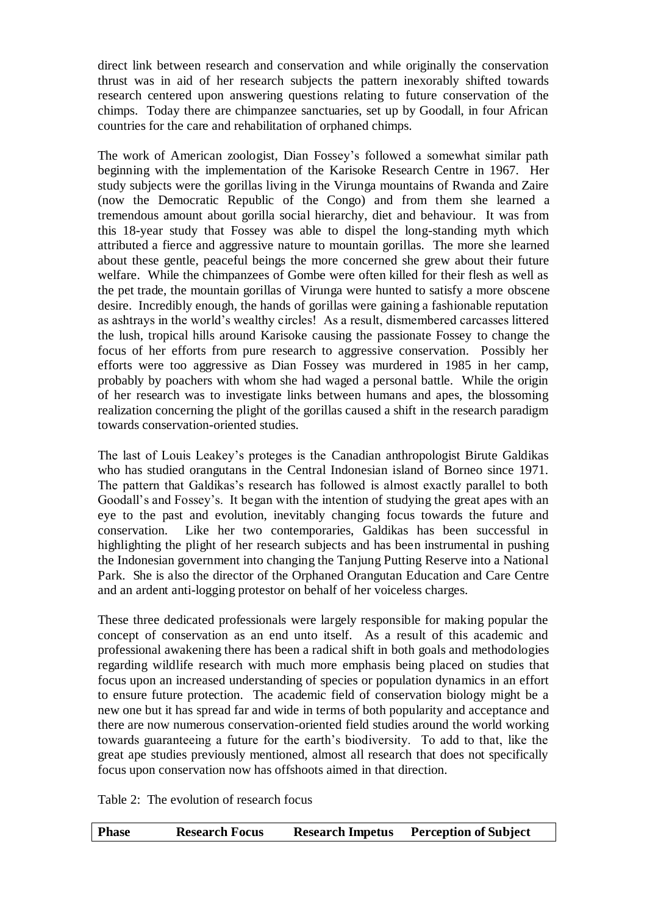direct link between research and conservation and while originally the conservation thrust was in aid of her research subjects the pattern inexorably shifted towards research centered upon answering questions relating to future conservation of the chimps. Today there are chimpanzee sanctuaries, set up by Goodall, in four African countries for the care and rehabilitation of orphaned chimps.

The work of American zoologist, Dian Fossey's followed a somewhat similar path beginning with the implementation of the Karisoke Research Centre in 1967. Her study subjects were the gorillas living in the Virunga mountains of Rwanda and Zaire (now the Democratic Republic of the Congo) and from them she learned a tremendous amount about gorilla social hierarchy, diet and behaviour. It was from this 18-year study that Fossey was able to dispel the long-standing myth which attributed a fierce and aggressive nature to mountain gorillas. The more she learned about these gentle, peaceful beings the more concerned she grew about their future welfare. While the chimpanzees of Gombe were often killed for their flesh as well as the pet trade, the mountain gorillas of Virunga were hunted to satisfy a more obscene desire. Incredibly enough, the hands of gorillas were gaining a fashionable reputation as ashtrays in the world's wealthy circles! As a result, dismembered carcasses littered the lush, tropical hills around Karisoke causing the passionate Fossey to change the focus of her efforts from pure research to aggressive conservation. Possibly her efforts were too aggressive as Dian Fossey was murdered in 1985 in her camp, probably by poachers with whom she had waged a personal battle. While the origin of her research was to investigate links between humans and apes, the blossoming realization concerning the plight of the gorillas caused a shift in the research paradigm towards conservation-oriented studies.

The last of Louis Leakey's proteges is the Canadian anthropologist Birute Galdikas who has studied orangutans in the Central Indonesian island of Borneo since 1971. The pattern that Galdikas's research has followed is almost exactly parallel to both Goodall's and Fossey's. It began with the intention of studying the great apes with an eye to the past and evolution, inevitably changing focus towards the future and conservation. Like her two contemporaries, Galdikas has been successful in highlighting the plight of her research subjects and has been instrumental in pushing the Indonesian government into changing the Tanjung Putting Reserve into a National Park. She is also the director of the Orphaned Orangutan Education and Care Centre and an ardent anti-logging protestor on behalf of her voiceless charges.

These three dedicated professionals were largely responsible for making popular the concept of conservation as an end unto itself. As a result of this academic and professional awakening there has been a radical shift in both goals and methodologies regarding wildlife research with much more emphasis being placed on studies that focus upon an increased understanding of species or population dynamics in an effort to ensure future protection. The academic field of conservation biology might be a new one but it has spread far and wide in terms of both popularity and acceptance and there are now numerous conservation-oriented field studies around the world working towards guaranteeing a future for the earth's biodiversity. To add to that, like the great ape studies previously mentioned, almost all research that does not specifically focus upon conservation now has offshoots aimed in that direction.

Table 2: The evolution of research focus

| Phase | Research Focus | Research Impetus | Perception of Subject |
|---|---|---|---|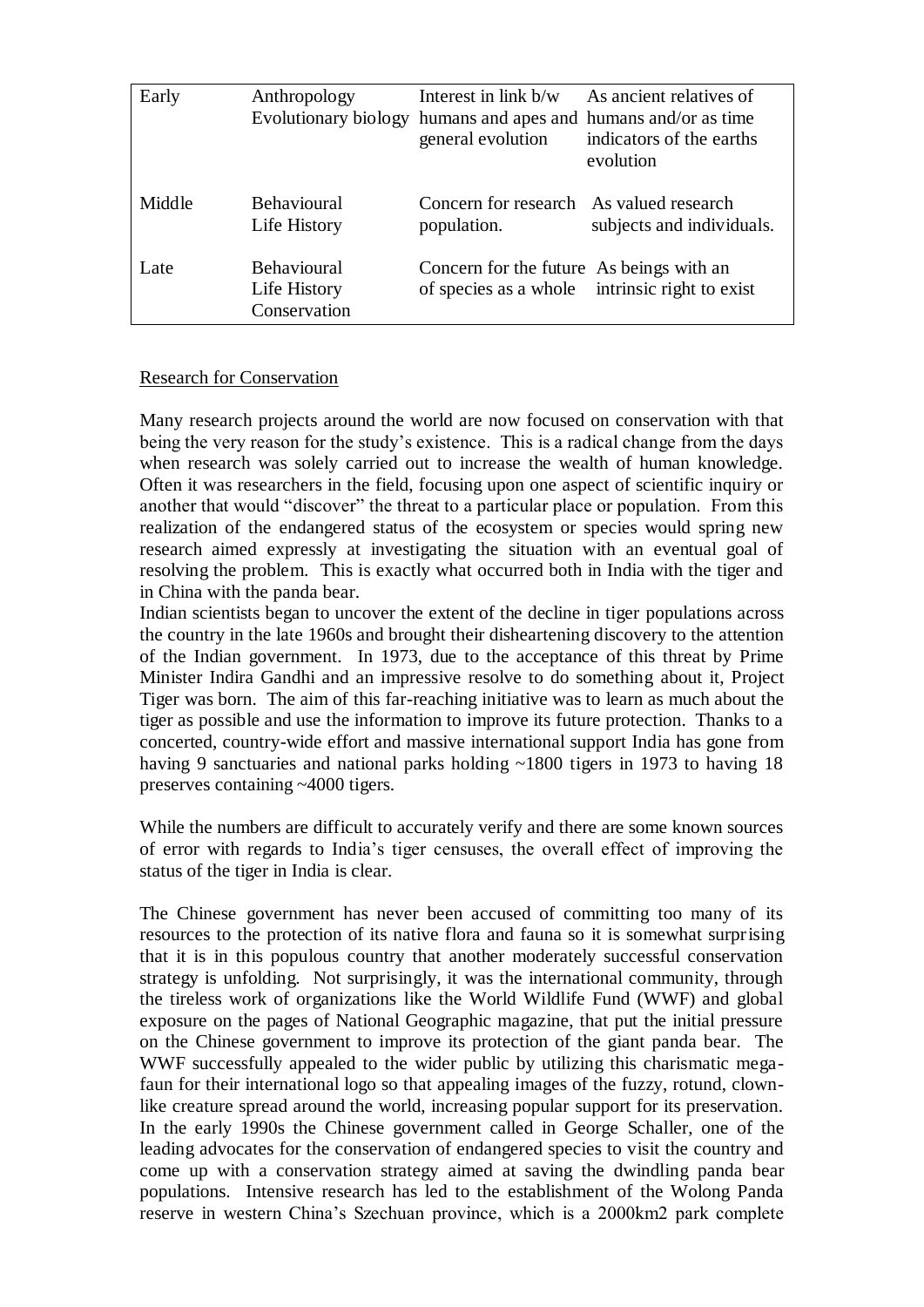| Early | Anthropology<br>Evolutionary biology | Interest in link b/w humans and apes and general evolution | As ancient relatives of humans and/or as time indicators of the earths evolution |
|---|---|---|---|
| Middle | Behavioural<br>Life History | Concern for research population. | As valued research subjects and individuals. |
| Late | Behavioural<br>Life History<br>Conservation | Concern for the future of species as a whole | As beings with an intrinsic right to exist |

Research for Conservation

Many research projects around the world are now focused on conservation with that being the very reason for the study's existence. This is a radical change from the days when research was solely carried out to increase the wealth of human knowledge. Often it was researchers in the field, focusing upon one aspect of scientific inquiry or another that would "discover" the threat to a particular place or population. From this realization of the endangered status of the ecosystem or species would spring new research aimed expressly at investigating the situation with an eventual goal of resolving the problem. This is exactly what occurred both in India with the tiger and in China with the panda bear.

Indian scientists began to uncover the extent of the decline in tiger populations across the country in the late 1960s and brought their disheartening discovery to the attention of the Indian government. In 1973, due to the acceptance of this threat by Prime Minister Indira Gandhi and an impressive resolve to do something about it, Project Tiger was born. The aim of this far-reaching initiative was to learn as much about the tiger as possible and use the information to improve its future protection. Thanks to a concerted, country-wide effort and massive international support India has gone from having 9 sanctuaries and national parks holding ~1800 tigers in 1973 to having 18 preserves containing ~4000 tigers.

While the numbers are difficult to accurately verify and there are some known sources of error with regards to India's tiger censuses, the overall effect of improving the status of the tiger in India is clear.

The Chinese government has never been accused of committing too many of its resources to the protection of its native flora and fauna so it is somewhat surprising that it is in this populous country that another moderately successful conservation strategy is unfolding. Not surprisingly, it was the international community, through the tireless work of organizations like the World Wildlife Fund (WWF) and global exposure on the pages of National Geographic magazine, that put the initial pressure on the Chinese government to improve its protection of the giant panda bear. The WWF successfully appealed to the wider public by utilizing this charismatic mega-faun for their international logo so that appealing images of the fuzzy, rotund, clown-like creature spread around the world, increasing popular support for its preservation. In the early 1990s the Chinese government called in George Schaller, one of the leading advocates for the conservation of endangered species to visit the country and come up with a conservation strategy aimed at saving the dwindling panda bear populations. Intensive research has led to the establishment of the Wolong Panda reserve in western China's Szechuan province, which is a 2000km2 park complete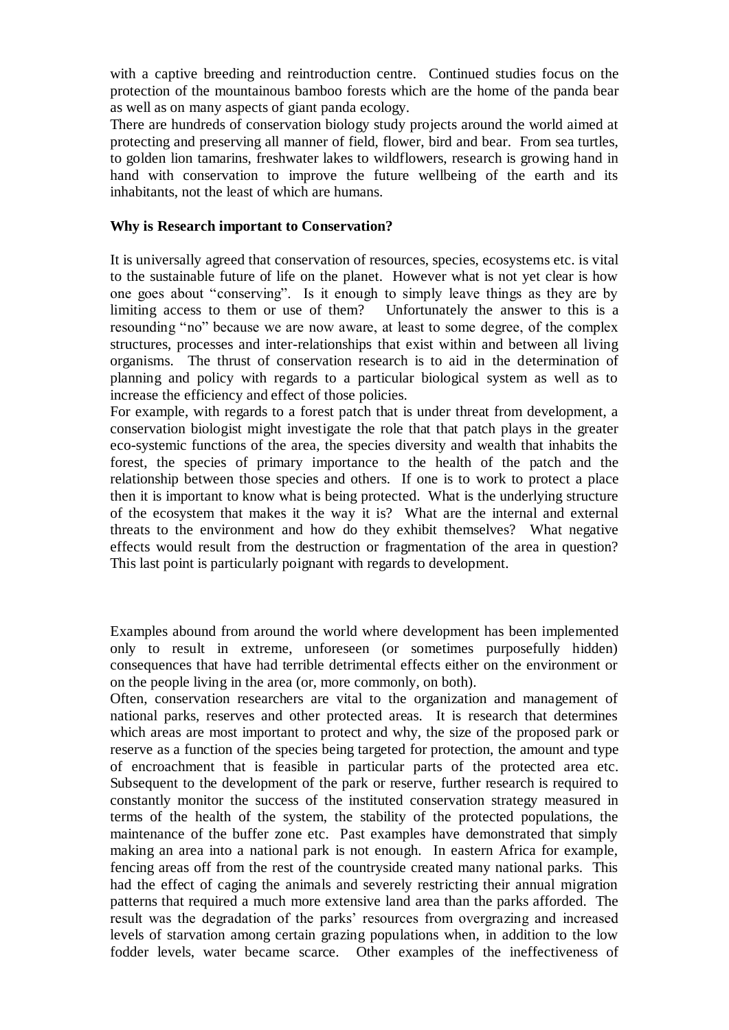with a captive breeding and reintroduction centre. Continued studies focus on the protection of the mountainous bamboo forests which are the home of the panda bear as well as on many aspects of giant panda ecology.

There are hundreds of conservation biology study projects around the world aimed at protecting and preserving all manner of field, flower, bird and bear. From sea turtles, to golden lion tamarins, freshwater lakes to wildflowers, research is growing hand in hand with conservation to improve the future wellbeing of the earth and its inhabitants, not the least of which are humans.

**Why is Research important to Conservation?**

It is universally agreed that conservation of resources, species, ecosystems etc. is vital to the sustainable future of life on the planet. However what is not yet clear is how one goes about "conserving". Is it enough to simply leave things as they are by limiting access to them or use of them? Unfortunately the answer to this is a resounding "no" because we are now aware, at least to some degree, of the complex structures, processes and inter-relationships that exist within and between all living organisms. The thrust of conservation research is to aid in the determination of planning and policy with regards to a particular biological system as well as to increase the efficiency and effect of those policies.

For example, with regards to a forest patch that is under threat from development, a conservation biologist might investigate the role that that patch plays in the greater eco-systemic functions of the area, the species diversity and wealth that inhabits the forest, the species of primary importance to the health of the patch and the relationship between those species and others. If one is to work to protect a place then it is important to know what is being protected. What is the underlying structure of the ecosystem that makes it the way it is? What are the internal and external threats to the environment and how do they exhibit themselves? What negative effects would result from the destruction or fragmentation of the area in question? This last point is particularly poignant with regards to development.

Examples abound from around the world where development has been implemented only to result in extreme, unforeseen (or sometimes purposefully hidden) consequences that have had terrible detrimental effects either on the environment or on the people living in the area (or, more commonly, on both).

Often, conservation researchers are vital to the organization and management of national parks, reserves and other protected areas. It is research that determines which areas are most important to protect and why, the size of the proposed park or reserve as a function of the species being targeted for protection, the amount and type of encroachment that is feasible in particular parts of the protected area etc. Subsequent to the development of the park or reserve, further research is required to constantly monitor the success of the instituted conservation strategy measured in terms of the health of the system, the stability of the protected populations, the maintenance of the buffer zone etc. Past examples have demonstrated that simply making an area into a national park is not enough. In eastern Africa for example, fencing areas off from the rest of the countryside created many national parks. This had the effect of caging the animals and severely restricting their annual migration patterns that required a much more extensive land area than the parks afforded. The result was the degradation of the parks' resources from overgrazing and increased levels of starvation among certain grazing populations when, in addition to the low fodder levels, water became scarce. Other examples of the ineffectiveness of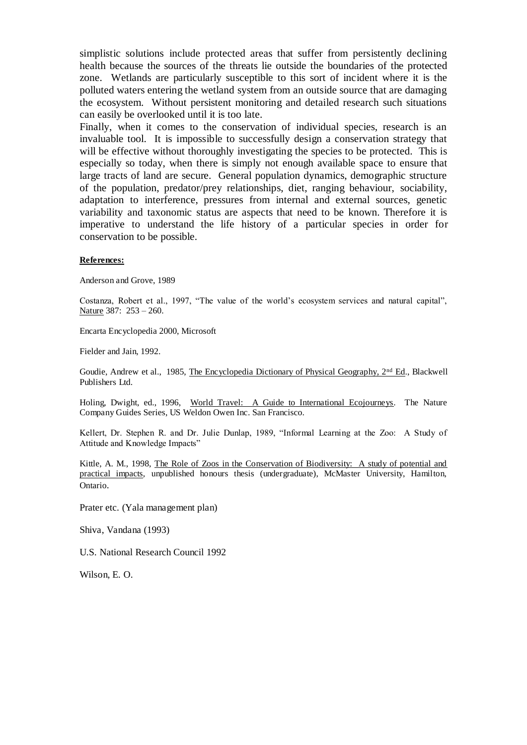simplistic solutions include protected areas that suffer from persistently declining health because the sources of the threats lie outside the boundaries of the protected zone. Wetlands are particularly susceptible to this sort of incident where it is the polluted waters entering the wetland system from an outside source that are damaging the ecosystem. Without persistent monitoring and detailed research such situations can easily be overlooked until it is too late.

Finally, when it comes to the conservation of individual species, research is an invaluable tool. It is impossible to successfully design a conservation strategy that will be effective without thoroughly investigating the species to be protected. This is especially so today, when there is simply not enough available space to ensure that large tracts of land are secure. General population dynamics, demographic structure of the population, predator/prey relationships, diet, ranging behaviour, sociability, adaptation to interference, pressures from internal and external sources, genetic variability and taxonomic status are aspects that need to be known. Therefore it is imperative to understand the life history of a particular species in order for conservation to be possible.

**References:**

Anderson and Grove, 1989

Costanza, Robert et al., 1997, "The value of the world's ecosystem services and natural capital", Nature 387: 253 – 260.

Encarta Encyclopedia 2000, Microsoft

Fielder and Jain, 1992.

Goudie, Andrew et al., 1985, The Encyclopedia Dictionary of Physical Geography, 2nd Ed., Blackwell Publishers Ltd.

Holing, Dwight, ed., 1996, World Travel: A Guide to International Ecojourneys. The Nature Company Guides Series, US Weldon Owen Inc. San Francisco.

Kellert, Dr. Stephen R. and Dr. Julie Dunlap, 1989, "Informal Learning at the Zoo: A Study of Attitude and Knowledge Impacts"

Kittle, A. M., 1998, The Role of Zoos in the Conservation of Biodiversity: A study of potential and practical impacts, unpublished honours thesis (undergraduate), McMaster University, Hamilton, Ontario.

Prater etc. (Yala management plan)

Shiva, Vandana (1993)

U.S. National Research Council 1992

Wilson, E. O.